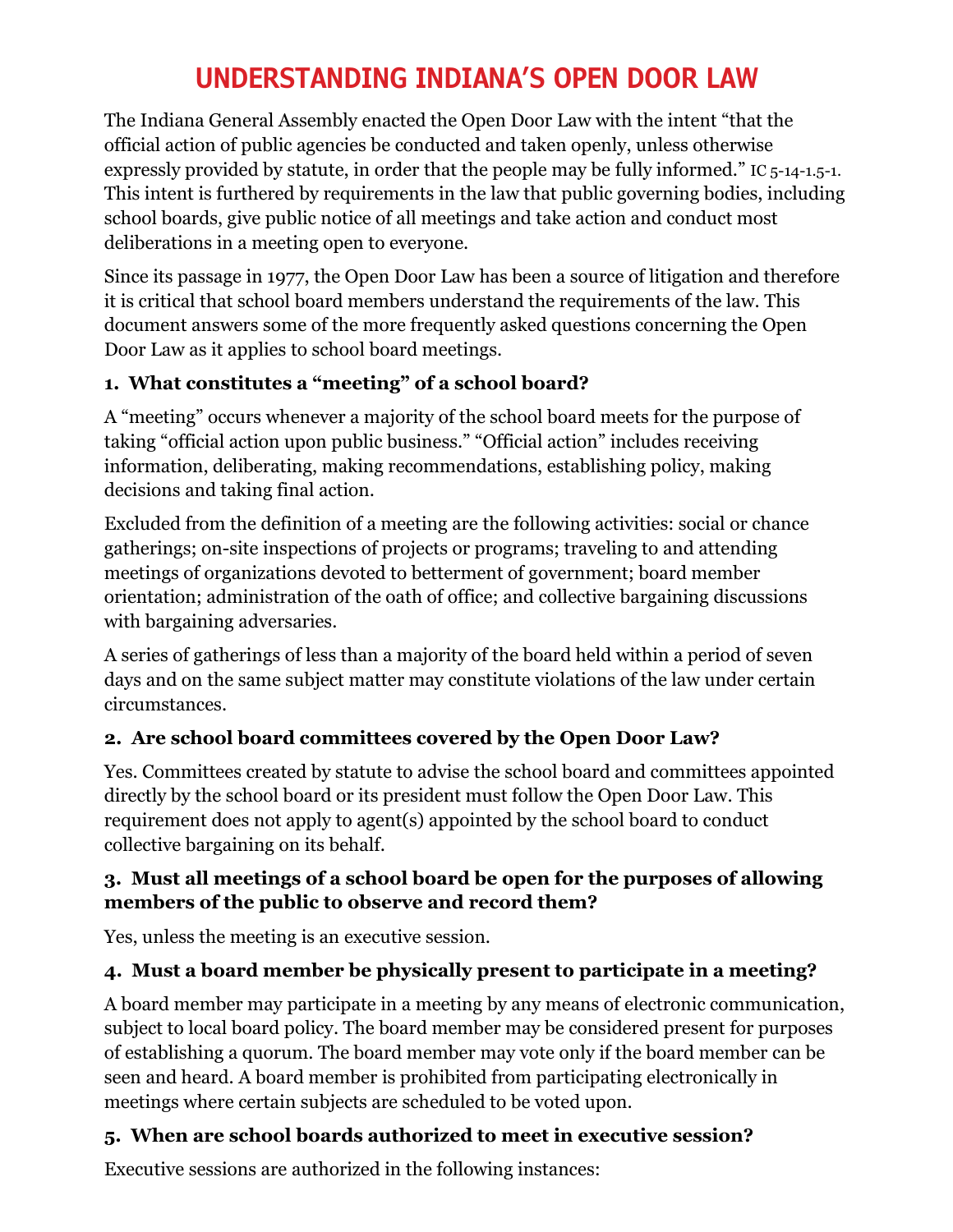# UNDERSTANDING INDIANA'S OPEN DOOR LAW

The Indiana General Assembly enacted the Open Door Law with the intent "that the official action of public agencies be conducted and taken openly, unless otherwise expressly provided by statute, in order that the people may be fully informed." IC 5-14-1.5-1. This intent is furthered by requirements in the law that public governing bodies, including school boards, give public notice of all meetings and take action and conduct most deliberations in a meeting open to everyone.

Since its passage in 1977, the Open Door Law has been a source of litigation and therefore it is critical that school board members understand the requirements of the law. This document answers some of the more frequently asked questions concerning the Open Door Law as it applies to school board meetings.

### 1. What constitutes a "meeting" of a school board?

A "meeting" occurs whenever a majority of the school board meets for the purpose of taking "official action upon public business." "Official action" includes receiving information, deliberating, making recommendations, establishing policy, making decisions and taking final action.

Excluded from the definition of a meeting are the following activities: social or chance gatherings; on-site inspections of projects or programs; traveling to and attending meetings of organizations devoted to betterment of government; board member orientation; administration of the oath of office; and collective bargaining discussions with bargaining adversaries.

A series of gatherings of less than a majority of the board held within a period of seven days and on the same subject matter may constitute violations of the law under certain circumstances.

### 2. Are school board committees covered by the Open Door Law?

Yes. Committees created by statute to advise the school board and committees appointed directly by the school board or its president must follow the Open Door Law. This requirement does not apply to agent(s) appointed by the school board to conduct collective bargaining on its behalf.

### 3. Must all meetings of a school board be open for the purposes of allowing members of the public to observe and record them?

Yes, unless the meeting is an executive session.

### 4. Must a board member be physically present to participate in a meeting?

A board member may participate in a meeting by any means of electronic communication, subject to local board policy. The board member may be considered present for purposes of establishing a quorum. The board member may vote only if the board member can be seen and heard. A board member is prohibited from participating electronically in meetings where certain subjects are scheduled to be voted upon.

### 5. When are school boards authorized to meet in executive session?

Executive sessions are authorized in the following instances: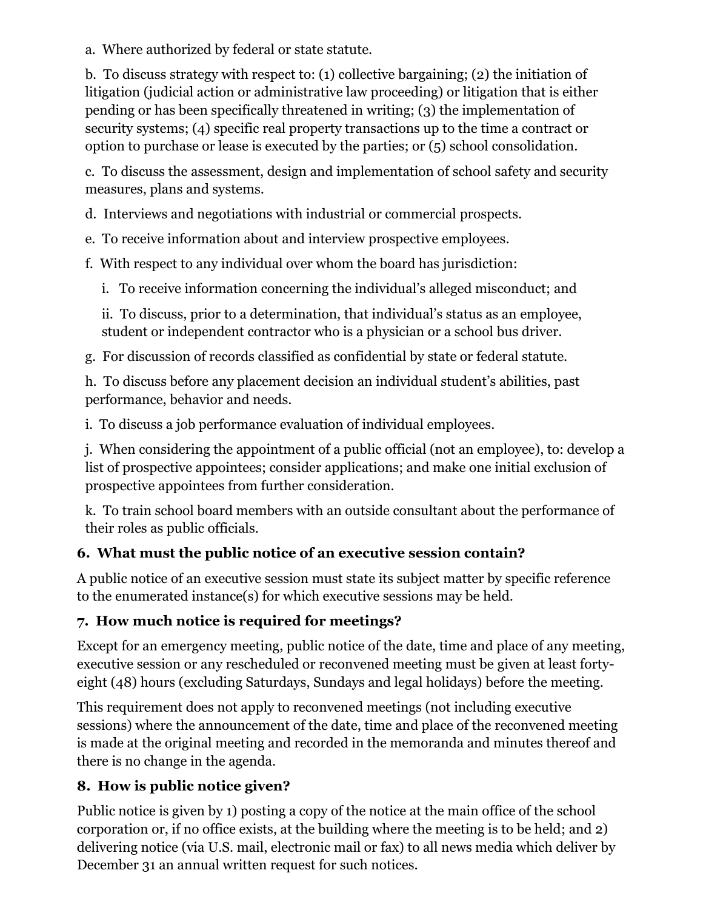a. Where authorized by federal or state statute.

b. To discuss strategy with respect to: (1) collective bargaining; (2) the initiation of litigation (judicial action or administrative law proceeding) or litigation that is either pending or has been specifically threatened in writing; (3) the implementation of security systems; (4) specific real property transactions up to the time a contract or option to purchase or lease is executed by the parties; or (5) school consolidation.

c. To discuss the assessment, design and implementation of school safety and security measures, plans and systems.

d. Interviews and negotiations with industrial or commercial prospects.

e. To receive information about and interview prospective employees.

f. With respect to any individual over whom the board has jurisdiction:

   i. To receive information concerning the individual's alleged misconduct; and

   ii. To discuss, prior to a determination, that individual's status as an employee, student or independent contractor who is a physician or a school bus driver.

g. For discussion of records classified as confidential by state or federal statute.

h. To discuss before any placement decision an individual student's abilities, past performance, behavior and needs.

i. To discuss a job performance evaluation of individual employees.

j. When considering the appointment of a public official (not an employee), to: develop a list of prospective appointees; consider applications; and make one initial exclusion of prospective appointees from further consideration.

k. To train school board members with an outside consultant about the performance of their roles as public officials.

### 6. What must the public notice of an executive session contain?

A public notice of an executive session must state its subject matter by specific reference to the enumerated instance(s) for which executive sessions may be held.

### 7. How much notice is required for meetings?

Except for an emergency meeting, public notice of the date, time and place of any meeting, executive session or any rescheduled or reconvened meeting must be given at least forty-eight (48) hours (excluding Saturdays, Sundays and legal holidays) before the meeting.

This requirement does not apply to reconvened meetings (not including executive sessions) where the announcement of the date, time and place of the reconvened meeting is made at the original meeting and recorded in the memoranda and minutes thereof and there is no change in the agenda.

### 8. How is public notice given?

Public notice is given by 1) posting a copy of the notice at the main office of the school corporation or, if no office exists, at the building where the meeting is to be held; and 2) delivering notice (via U.S. mail, electronic mail or fax) to all news media which deliver by December 31 an annual written request for such notices.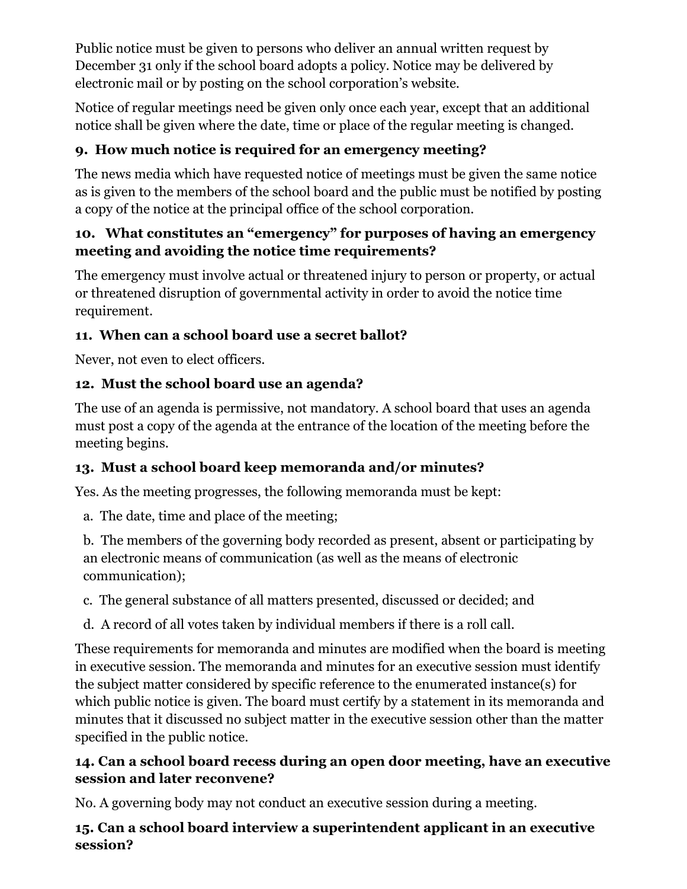Public notice must be given to persons who deliver an annual written request by December 31 only if the school board adopts a policy. Notice may be delivered by electronic mail or by posting on the school corporation's website.

Notice of regular meetings need be given only once each year, except that an additional notice shall be given where the date, time or place of the regular meeting is changed.

### 9. How much notice is required for an emergency meeting?

The news media which have requested notice of meetings must be given the same notice as is given to the members of the school board and the public must be notified by posting a copy of the notice at the principal office of the school corporation.

### 10. What constitutes an "emergency" for purposes of having an emergency meeting and avoiding the notice time requirements?

The emergency must involve actual or threatened injury to person or property, or actual or threatened disruption of governmental activity in order to avoid the notice time requirement.

### 11. When can a school board use a secret ballot?

Never, not even to elect officers.

### 12. Must the school board use an agenda?

The use of an agenda is permissive, not mandatory. A school board that uses an agenda must post a copy of the agenda at the entrance of the location of the meeting before the meeting begins.

### 13. Must a school board keep memoranda and/or minutes?

Yes. As the meeting progresses, the following memoranda must be kept:

a. The date, time and place of the meeting;

b. The members of the governing body recorded as present, absent or participating by an electronic means of communication (as well as the means of electronic communication);

c. The general substance of all matters presented, discussed or decided; and

d. A record of all votes taken by individual members if there is a roll call.

These requirements for memoranda and minutes are modified when the board is meeting in executive session. The memoranda and minutes for an executive session must identify the subject matter considered by specific reference to the enumerated instance(s) for which public notice is given. The board must certify by a statement in its memoranda and minutes that it discussed no subject matter in the executive session other than the matter specified in the public notice.

### 14. Can a school board recess during an open door meeting, have an executive session and later reconvene?

No. A governing body may not conduct an executive session during a meeting.

### 15. Can a school board interview a superintendent applicant in an executive session?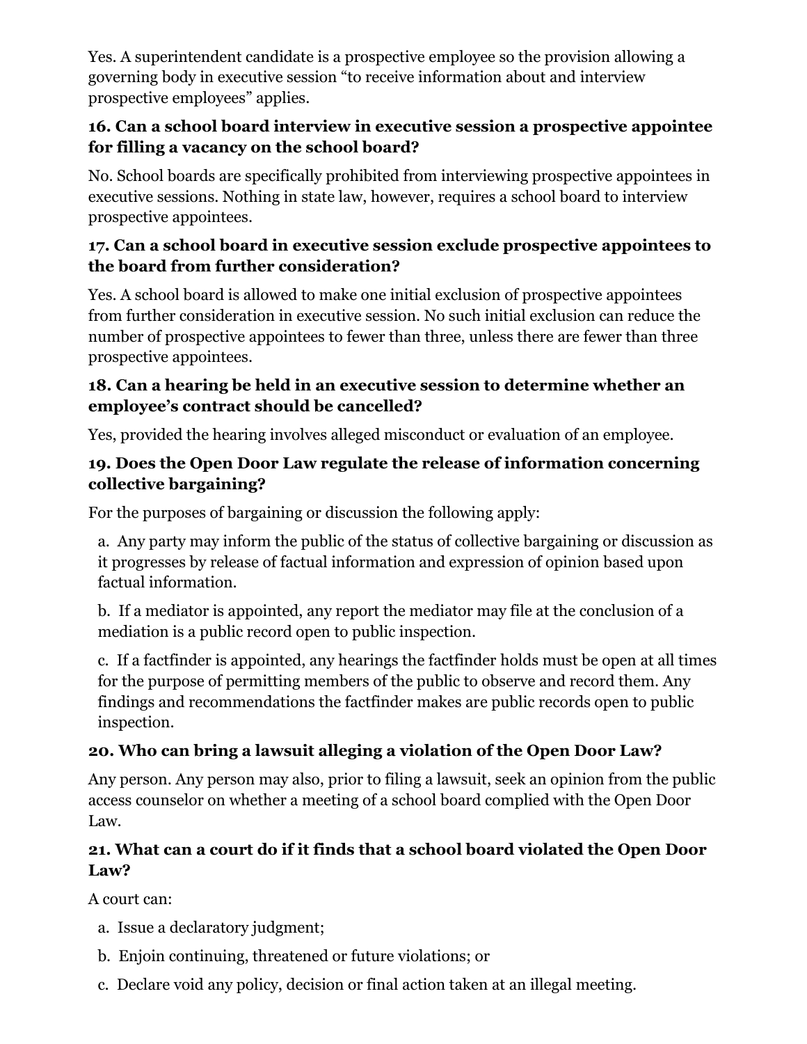Yes. A superintendent candidate is a prospective employee so the provision allowing a governing body in executive session "to receive information about and interview prospective employees" applies.

### 16. Can a school board interview in executive session a prospective appointee for filling a vacancy on the school board?

No. School boards are specifically prohibited from interviewing prospective appointees in executive sessions. Nothing in state law, however, requires a school board to interview prospective appointees.

### 17. Can a school board in executive session exclude prospective appointees to the board from further consideration?

Yes. A school board is allowed to make one initial exclusion of prospective appointees from further consideration in executive session. No such initial exclusion can reduce the number of prospective appointees to fewer than three, unless there are fewer than three prospective appointees.

### 18. Can a hearing be held in an executive session to determine whether an employee's contract should be cancelled?

Yes, provided the hearing involves alleged misconduct or evaluation of an employee.

### 19. Does the Open Door Law regulate the release of information concerning collective bargaining?

For the purposes of bargaining or discussion the following apply:

a. Any party may inform the public of the status of collective bargaining or discussion as it progresses by release of factual information and expression of opinion based upon factual information.

b. If a mediator is appointed, any report the mediator may file at the conclusion of a mediation is a public record open to public inspection.

c. If a factfinder is appointed, any hearings the factfinder holds must be open at all times for the purpose of permitting members of the public to observe and record them. Any findings and recommendations the factfinder makes are public records open to public inspection.

### 20. Who can bring a lawsuit alleging a violation of the Open Door Law?

Any person. Any person may also, prior to filing a lawsuit, seek an opinion from the public access counselor on whether a meeting of a school board complied with the Open Door Law.

### 21. What can a court do if it finds that a school board violated the Open Door Law?

A court can:

a. Issue a declaratory judgment;

b. Enjoin continuing, threatened or future violations; or

c. Declare void any policy, decision or final action taken at an illegal meeting.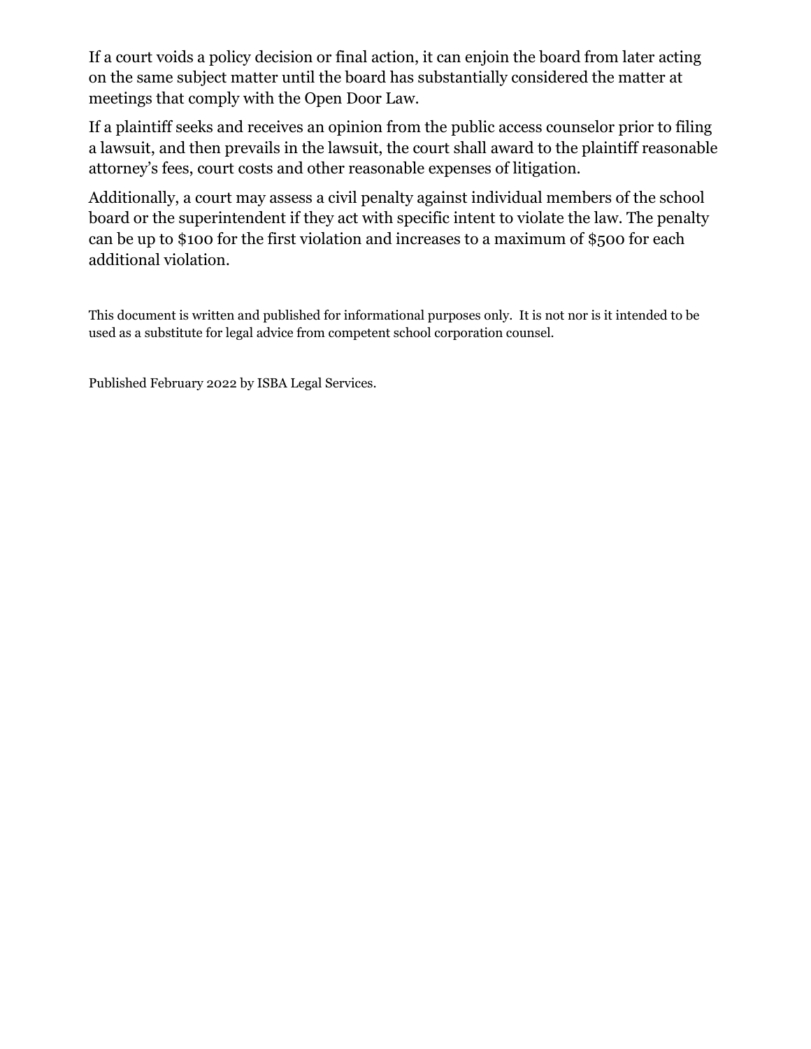If a court voids a policy decision or final action, it can enjoin the board from later acting on the same subject matter until the board has substantially considered the matter at meetings that comply with the Open Door Law.

If a plaintiff seeks and receives an opinion from the public access counselor prior to filing a lawsuit, and then prevails in the lawsuit, the court shall award to the plaintiff reasonable attorney's fees, court costs and other reasonable expenses of litigation.

Additionally, a court may assess a civil penalty against individual members of the school board or the superintendent if they act with specific intent to violate the law. The penalty can be up to $100 for the first violation and increases to a maximum of $500 for each additional violation.

This document is written and published for informational purposes only. It is not nor is it intended to be used as a substitute for legal advice from competent school corporation counsel.

Published February 2022 by ISBA Legal Services.